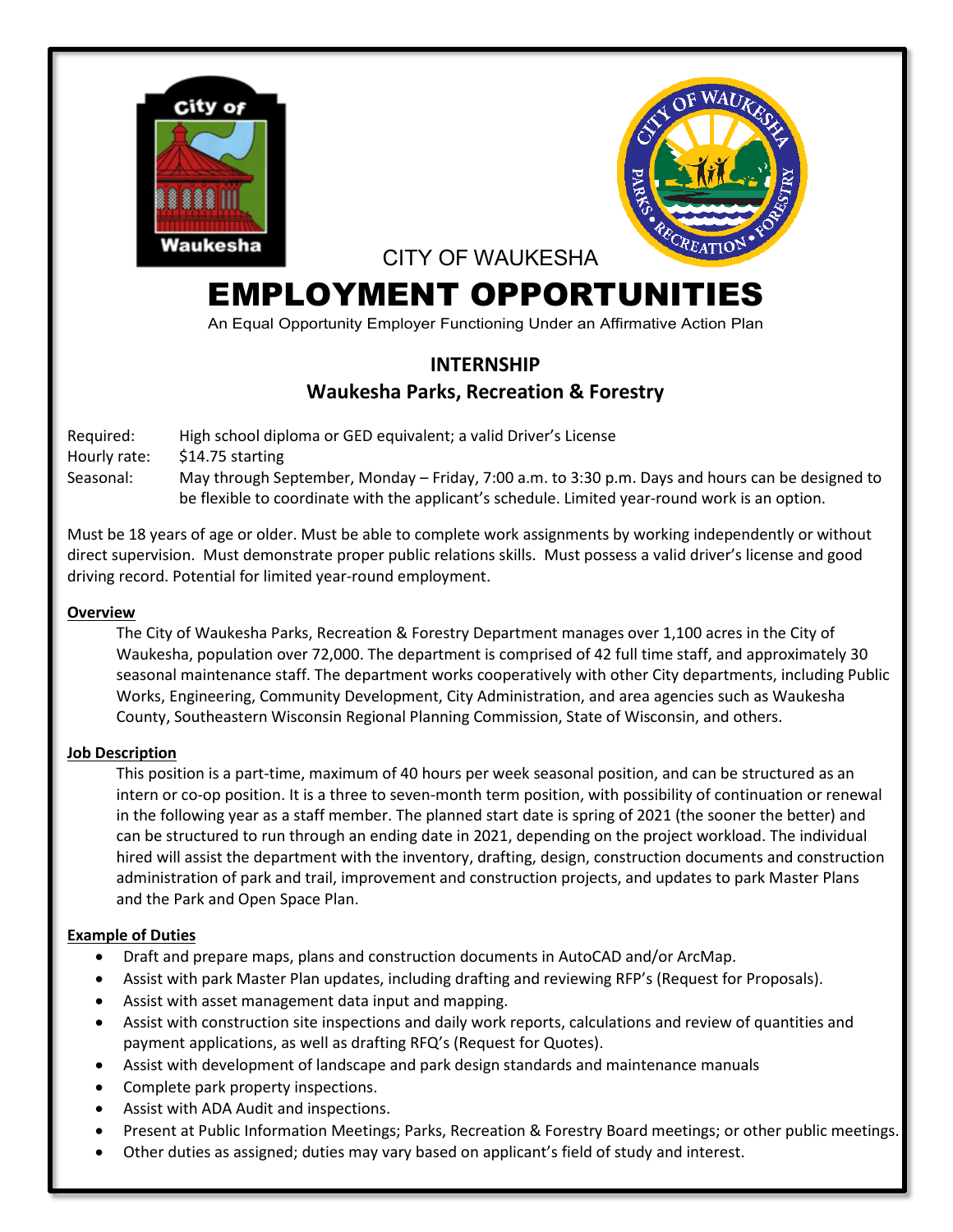CITY OF WAUKESHA

# EMPLOYMENT OPPORTUNITIES

An Equal Opportunity Employer Functioning Under an Affirmative Action Plan

## INTERNSHIP
## Waukesha Parks, Recreation & Forestry

Required: High school diploma or GED equivalent; a valid Driver's License
Hourly rate: $14.75 starting
Seasonal: May through September, Monday – Friday, 7:00 a.m. to 3:30 p.m. Days and hours can be designed to be flexible to coordinate with the applicant's schedule. Limited year-round work is an option.

Must be 18 years of age or older. Must be able to complete work assignments by working independently or without direct supervision. Must demonstrate proper public relations skills. Must possess a valid driver's license and good driving record. Potential for limited year-round employment.

**Overview**

The City of Waukesha Parks, Recreation & Forestry Department manages over 1,100 acres in the City of Waukesha, population over 72,000. The department is comprised of 42 full time staff, and approximately 30 seasonal maintenance staff. The department works cooperatively with other City departments, including Public Works, Engineering, Community Development, City Administration, and area agencies such as Waukesha County, Southeastern Wisconsin Regional Planning Commission, State of Wisconsin, and others.

**Job Description**

This position is a part-time, maximum of 40 hours per week seasonal position, and can be structured as an intern or co-op position. It is a three to seven-month term position, with possibility of continuation or renewal in the following year as a staff member. The planned start date is spring of 2021 (the sooner the better) and can be structured to run through an ending date in 2021, depending on the project workload. The individual hired will assist the department with the inventory, drafting, design, construction documents and construction administration of park and trail, improvement and construction projects, and updates to park Master Plans and the Park and Open Space Plan.

**Example of Duties**

- Draft and prepare maps, plans and construction documents in AutoCAD and/or ArcMap.
- Assist with park Master Plan updates, including drafting and reviewing RFP's (Request for Proposals).
- Assist with asset management data input and mapping.
- Assist with construction site inspections and daily work reports, calculations and review of quantities and payment applications, as well as drafting RFQ's (Request for Quotes).
- Assist with development of landscape and park design standards and maintenance manuals
- Complete park property inspections.
- Assist with ADA Audit and inspections.
- Present at Public Information Meetings; Parks, Recreation & Forestry Board meetings; or other public meetings.
- Other duties as assigned; duties may vary based on applicant's field of study and interest.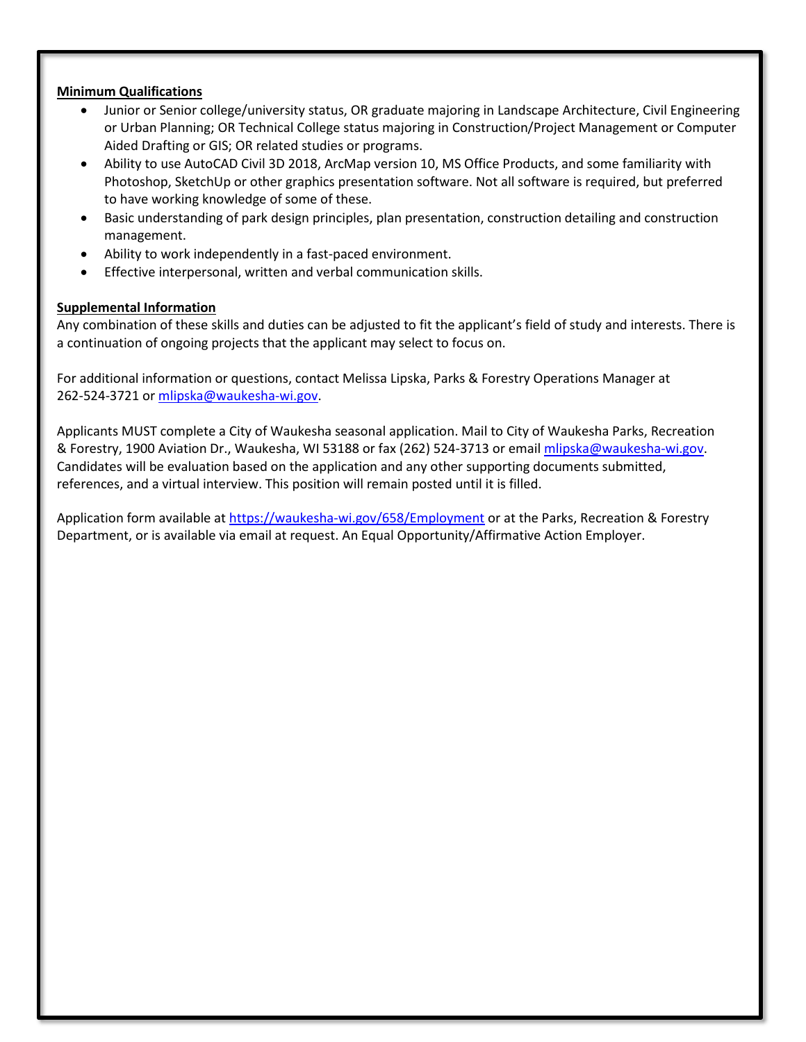**Minimum Qualifications**

- Junior or Senior college/university status, OR graduate majoring in Landscape Architecture, Civil Engineering or Urban Planning; OR Technical College status majoring in Construction/Project Management or Computer Aided Drafting or GIS; OR related studies or programs.
- Ability to use AutoCAD Civil 3D 2018, ArcMap version 10, MS Office Products, and some familiarity with Photoshop, SketchUp or other graphics presentation software. Not all software is required, but preferred to have working knowledge of some of these.
- Basic understanding of park design principles, plan presentation, construction detailing and construction management.
- Ability to work independently in a fast-paced environment.
- Effective interpersonal, written and verbal communication skills.

**Supplemental Information**

Any combination of these skills and duties can be adjusted to fit the applicant's field of study and interests. There is a continuation of ongoing projects that the applicant may select to focus on.

For additional information or questions, contact Melissa Lipska, Parks & Forestry Operations Manager at 262-524-3721 or mlipska@waukesha-wi.gov.

Applicants MUST complete a City of Waukesha seasonal application. Mail to City of Waukesha Parks, Recreation & Forestry, 1900 Aviation Dr., Waukesha, WI 53188 or fax (262) 524-3713 or email mlipska@waukesha-wi.gov. Candidates will be evaluation based on the application and any other supporting documents submitted, references, and a virtual interview. This position will remain posted until it is filled.

Application form available at https://waukesha-wi.gov/658/Employment or at the Parks, Recreation & Forestry Department, or is available via email at request. An Equal Opportunity/Affirmative Action Employer.